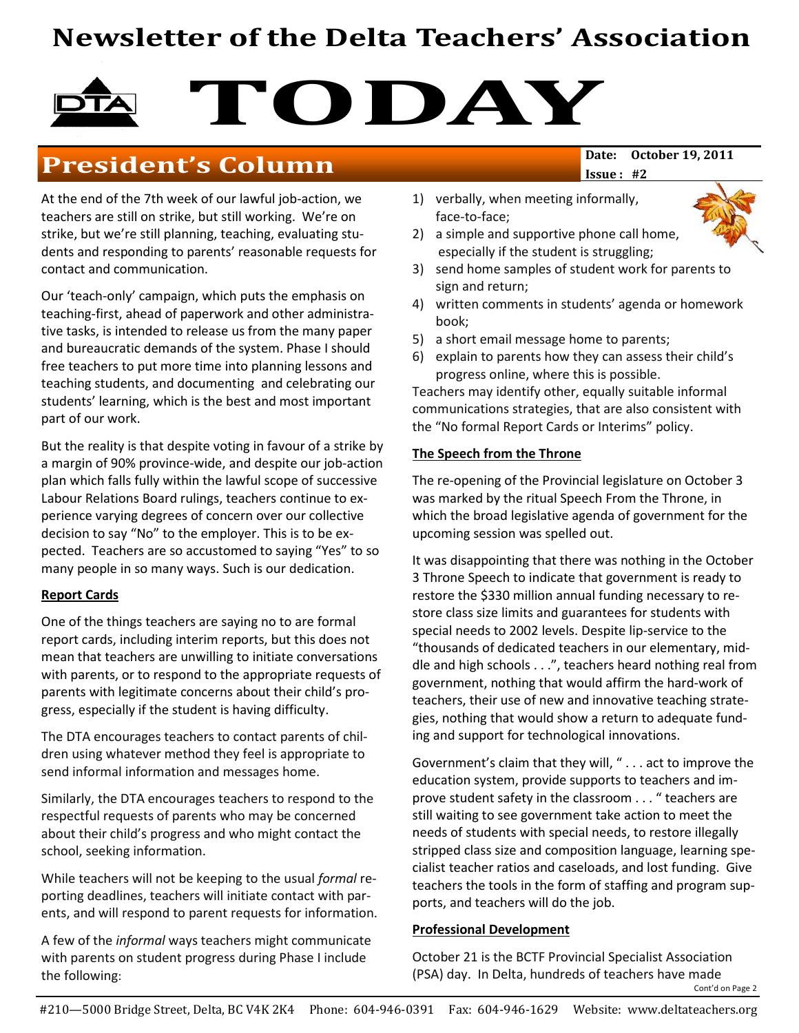# Newsletter of the Delta Teachers' Association

# TODAY

## President's Column

**Date: October 19, 2011**
**Issue: #2**

At the end of the 7th week of our lawful job-action, we teachers are still on strike, but still working. We're on strike, but we're still planning, teaching, evaluating students and responding to parents' reasonable requests for contact and communication.

Our 'teach-only' campaign, which puts the emphasis on teaching-first, ahead of paperwork and other administrative tasks, is intended to release us from the many paper and bureaucratic demands of the system. Phase I should free teachers to put more time into planning lessons and teaching students, and documenting and celebrating our students' learning, which is the best and most important part of our work.

But the reality is that despite voting in favour of a strike by a margin of 90% province-wide, and despite our job-action plan which falls fully within the lawful scope of successive Labour Relations Board rulings, teachers continue to experience varying degrees of concern over our collective decision to say "No" to the employer. This is to be expected. Teachers are so accustomed to saying "Yes" to so many people in so many ways. Such is our dedication.

### Report Cards

One of the things teachers are saying no to are formal report cards, including interim reports, but this does not mean that teachers are unwilling to initiate conversations with parents, or to respond to the appropriate requests of parents with legitimate concerns about their child's progress, especially if the student is having difficulty.

The DTA encourages teachers to contact parents of children using whatever method they feel is appropriate to send informal information and messages home.

Similarly, the DTA encourages teachers to respond to the respectful requests of parents who may be concerned about their child's progress and who might contact the school, seeking information.

While teachers will not be keeping to the usual *formal* reporting deadlines, teachers will initiate contact with parents, and will respond to parent requests for information.

A few of the *informal* ways teachers might communicate with parents on student progress during Phase I include the following:

1) verbally, when meeting informally, face-to-face;
2) a simple and supportive phone call home, especially if the student is struggling;
3) send home samples of student work for parents to sign and return;
4) written comments in students' agenda or homework book;
5) a short email message home to parents;
6) explain to parents how they can assess their child's progress online, where this is possible.

Teachers may identify other, equally suitable informal communications strategies, that are also consistent with the "No formal Report Cards or Interims" policy.

### The Speech from the Throne

The re-opening of the Provincial legislature on October 3 was marked by the ritual Speech From the Throne, in which the broad legislative agenda of government for the upcoming session was spelled out.

It was disappointing that there was nothing in the October 3 Throne Speech to indicate that government is ready to restore the $330 million annual funding necessary to restore class size limits and guarantees for students with special needs to 2002 levels. Despite lip-service to the "thousands of dedicated teachers in our elementary, middle and high schools . . .", teachers heard nothing real from government, nothing that would affirm the hard-work of teachers, their use of new and innovative teaching strategies, nothing that would show a return to adequate funding and support for technological innovations.

Government's claim that they will, " . . . act to improve the education system, provide supports to teachers and improve student safety in the classroom . . . " teachers are still waiting to see government take action to meet the needs of students with special needs, to restore illegally stripped class size and composition language, learning specialist teacher ratios and caseloads, and lost funding. Give teachers the tools in the form of staffing and program supports, and teachers will do the job.

### Professional Development

October 21 is the BCTF Provincial Specialist Association (PSA) day. In Delta, hundreds of teachers have made

Cont'd on Page 2

#210—5000 Bridge Street, Delta, BC V4K 2K4 Phone: 604-946-0391 Fax: 604-946-1629 Website: www.deltateachers.org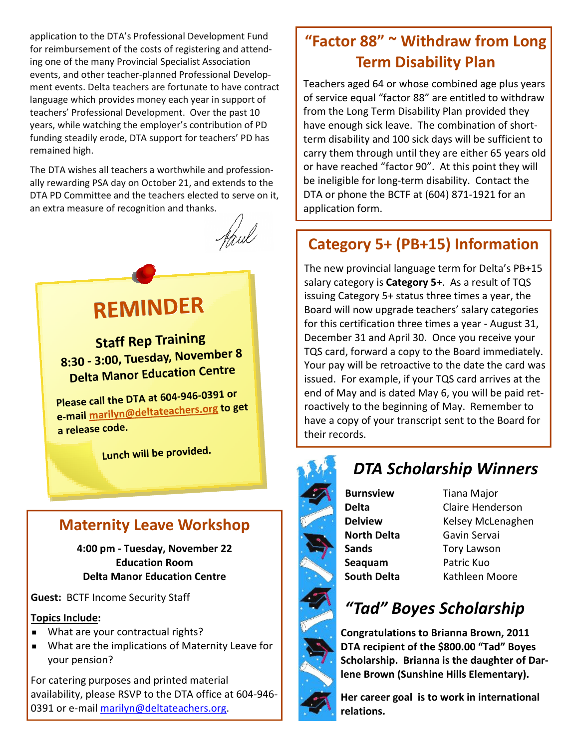application to the DTA's Professional Development Fund for reimbursement of the costs of registering and attending one of the many Provincial Specialist Association events, and other teacher-planned Professional Development events. Delta teachers are fortunate to have contract language which provides money each year in support of teachers' Professional Development. Over the past 10 years, while watching the employer's contribution of PD funding steadily erode, DTA support for teachers' PD has remained high.

The DTA wishes all teachers a worthwhile and professionally rewarding PSA day on October 21, and extends to the DTA PD Committee and the teachers elected to serve on it, an extra measure of recognition and thanks.

*Paul*

## REMINDER

**Staff Rep Training**
**8:30 - 3:00, Tuesday, November 8**
**Delta Manor Education Centre**

**Please call the DTA at 604-946-0391 or e-mail marilyn@deltateachers.org to get a release code.**

**Lunch will be provided.**

## Maternity Leave Workshop

**4:00 pm - Tuesday, November 22**
**Education Room**
**Delta Manor Education Centre**

**Guest:** BCTF Income Security Staff

**Topics Include:**

- What are your contractual rights?
- What are the implications of Maternity Leave for your pension?

For catering purposes and printed material availability, please RSVP to the DTA office at 604-946-0391 or e-mail marilyn@deltateachers.org.

## "Factor 88" ~ Withdraw from Long Term Disability Plan

Teachers aged 64 or whose combined age plus years of service equal "factor 88" are entitled to withdraw from the Long Term Disability Plan provided they have enough sick leave. The combination of short-term disability and 100 sick days will be sufficient to carry them through until they are either 65 years old or have reached "factor 90". At this point they will be ineligible for long-term disability. Contact the DTA or phone the BCTF at (604) 871-1921 for an application form.

## Category 5+ (PB+15) Information

The new provincial language term for Delta's PB+15 salary category is **Category 5+**. As a result of TQS issuing Category 5+ status three times a year, the Board will now upgrade teachers' salary categories for this certification three times a year - August 31, December 31 and April 30. Once you receive your TQS card, forward a copy to the Board immediately. Your pay will be retroactive to the date the card was issued. For example, if your TQS card arrives at the end of May and is dated May 6, you will be paid retroactively to the beginning of May. Remember to have a copy of your transcript sent to the Board for their records.

## *DTA Scholarship Winners*

| | |
|---|---|
| **Burnsview** | Tiana Major |
| **Delta** | Claire Henderson |
| **Delview** | Kelsey McLenaghen |
| **North Delta** | Gavin Servai |
| **Sands** | Tory Lawson |
| **Seaquam** | Patric Kuo |
| **South Delta** | Kathleen Moore |

## *"Tad" Boyes Scholarship*

**Congratulations to Brianna Brown, 2011 DTA recipient of the $800.00 "Tad" Boyes Scholarship. Brianna is the daughter of Darlene Brown (Sunshine Hills Elementary).**

**Her career goal is to work in international relations.**